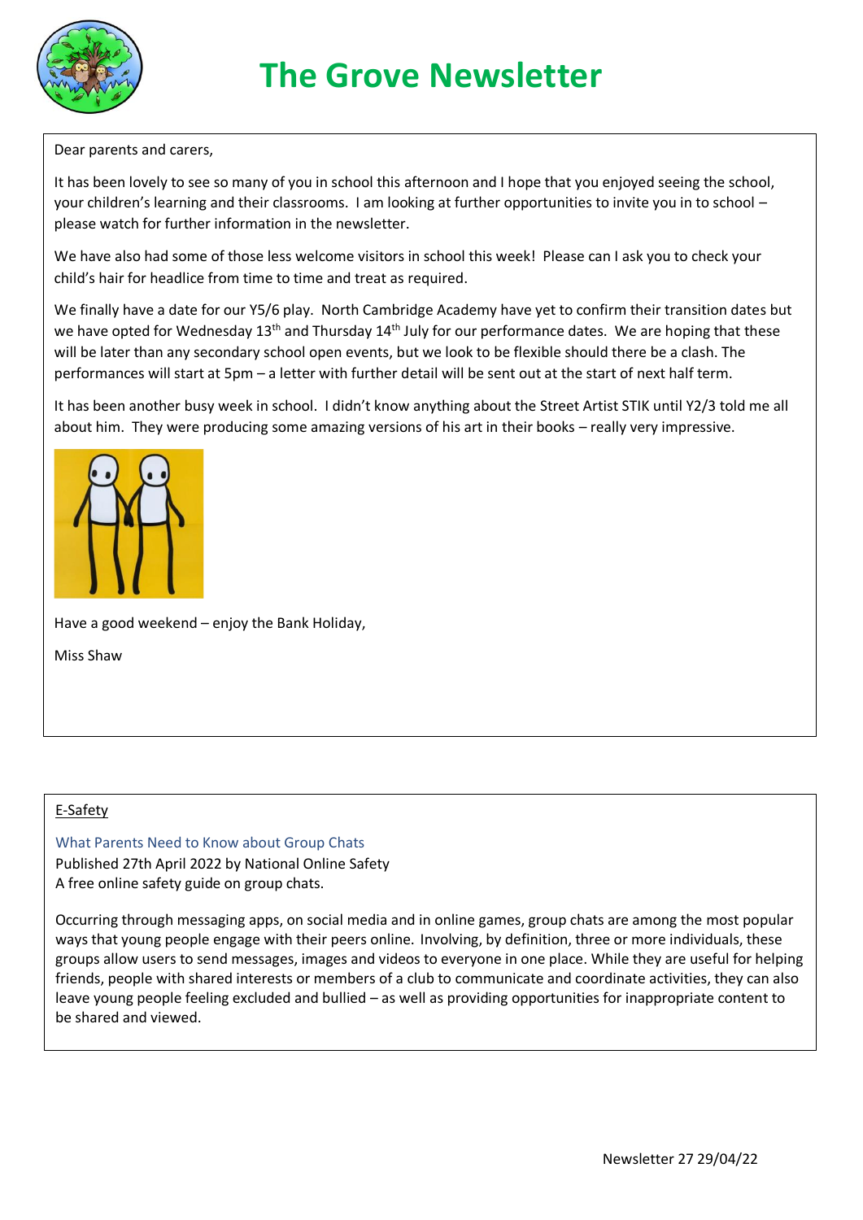# The Grove Newsletter

Dear parents and carers,

It has been lovely to see so many of you in school this afternoon and I hope that you enjoyed seeing the school, your children's learning and their classrooms. I am looking at further opportunities to invite you in to school – please watch for further information in the newsletter.

We have also had some of those less welcome visitors in school this week! Please can I ask you to check your child's hair for headlice from time to time and treat as required.

We finally have a date for our Y5/6 play. North Cambridge Academy have yet to confirm their transition dates but we have opted for Wednesday 13th and Thursday 14th July for our performance dates. We are hoping that these will be later than any secondary school open events, but we look to be flexible should there be a clash. The performances will start at 5pm – a letter with further detail will be sent out at the start of next half term.

It has been another busy week in school. I didn't know anything about the Street Artist STIK until Y2/3 told me all about him. They were producing some amazing versions of his art in their books – really very impressive.

Have a good weekend – enjoy the Bank Holiday,

Miss Shaw

## E-Safety

What Parents Need to Know about Group Chats
Published 27th April 2022 by National Online Safety
A free online safety guide on group chats.

Occurring through messaging apps, on social media and in online games, group chats are among the most popular ways that young people engage with their peers online. Involving, by definition, three or more individuals, these groups allow users to send messages, images and videos to everyone in one place. While they are useful for helping friends, people with shared interests or members of a club to communicate and coordinate activities, they can also leave young people feeling excluded and bullied – as well as providing opportunities for inappropriate content to be shared and viewed.

Newsletter 27 29/04/22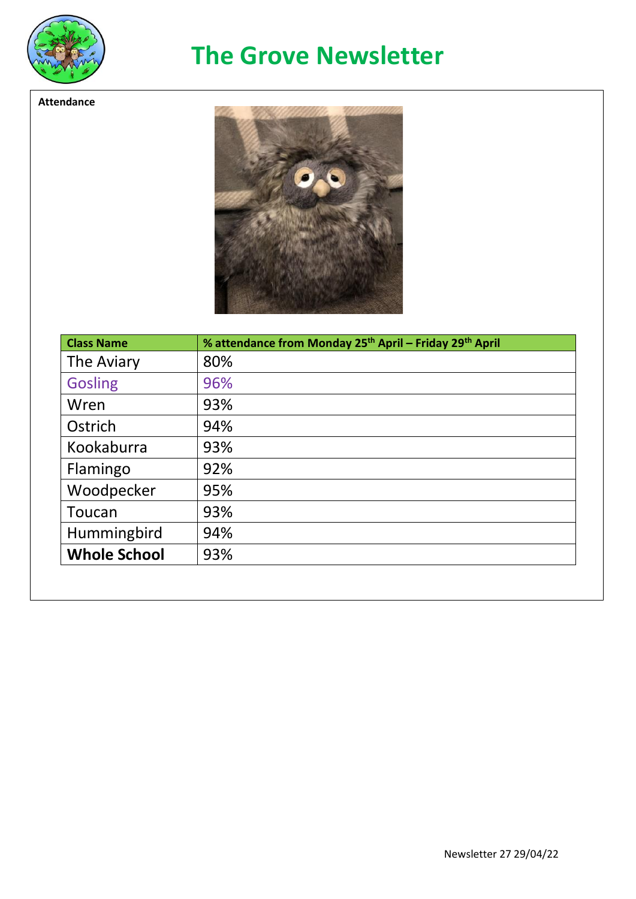# The Grove Newsletter

**Attendance**

| Class Name | % attendance from Monday 25th April – Friday 29th April |
|---|---|
| The Aviary | 80% |
| Gosling | 96% |
| Wren | 93% |
| Ostrich | 94% |
| Kookaburra | 93% |
| Flamingo | 92% |
| Woodpecker | 95% |
| Toucan | 93% |
| Hummingbird | 94% |
| **Whole School** | 93% |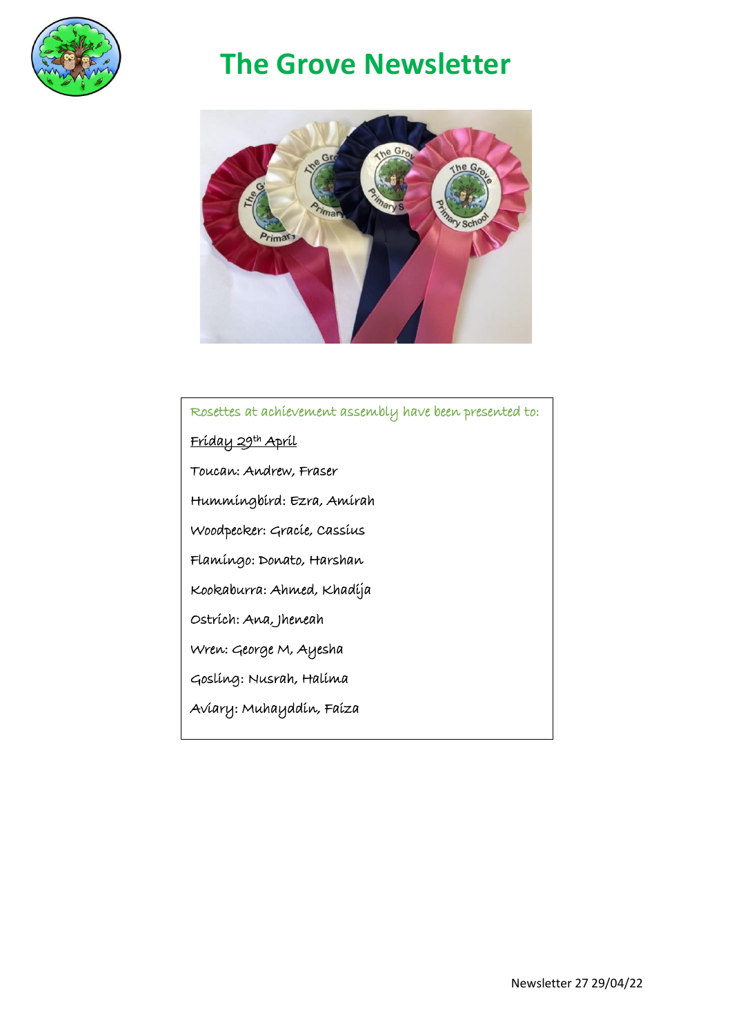# The Grove Newsletter

Rosettes at achievement assembly have been presented to:

<u>Friday 29th April</u>

Toucan: Andrew, Fraser

Hummingbird: Ezra, Amirah

Woodpecker: Gracie, Cassius

Flamingo: Donato, Harshan

Kookaburra: Ahmed, Khadija

Ostrich: Ana, Jheneah

Wren: George M, Ayesha

Gosling: Nusrah, Halima

Aviary: Muhayddin, Faiza

Newsletter 27 29/04/22